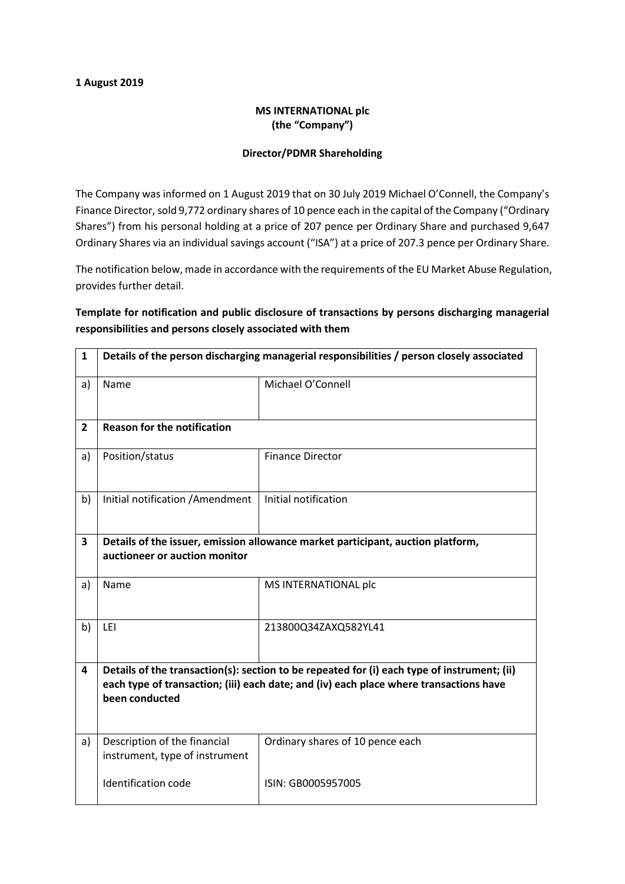**1 August 2019**

**MS INTERNATIONAL plc**
**(the "Company")**

**Director/PDMR Shareholding**

The Company was informed on 1 August 2019 that on 30 July 2019 Michael O'Connell, the Company's Finance Director, sold 9,772 ordinary shares of 10 pence each in the capital of the Company ("Ordinary Shares") from his personal holding at a price of 207 pence per Ordinary Share and purchased 9,647 Ordinary Shares via an individual savings account ("ISA") at a price of 207.3 pence per Ordinary Share.

The notification below, made in accordance with the requirements of the EU Market Abuse Regulation, provides further detail.

**Template for notification and public disclosure of transactions by persons discharging managerial responsibilities and persons closely associated with them**

| 1 | **Details of the person discharging managerial responsibilities / person closely associated** | |
|---|---|---|
| a) | Name | Michael O'Connell |
| **2** | **Reason for the notification** | |
| a) | Position/status | Finance Director |
| b) | Initial notification /Amendment | Initial notification |
| **3** | **Details of the issuer, emission allowance market participant, auction platform, auctioneer or auction monitor** | |
| a) | Name | MS INTERNATIONAL plc |
| b) | LEI | 213800Q34ZAXQ582YL41 |
| **4** | **Details of the transaction(s): section to be repeated for (i) each type of instrument; (ii) each type of transaction; (iii) each date; and (iv) each place where transactions have been conducted** | |
| a) | Description of the financial instrument, type of instrument<br><br>Identification code | Ordinary shares of 10 pence each<br><br>ISIN: GB0005957005 |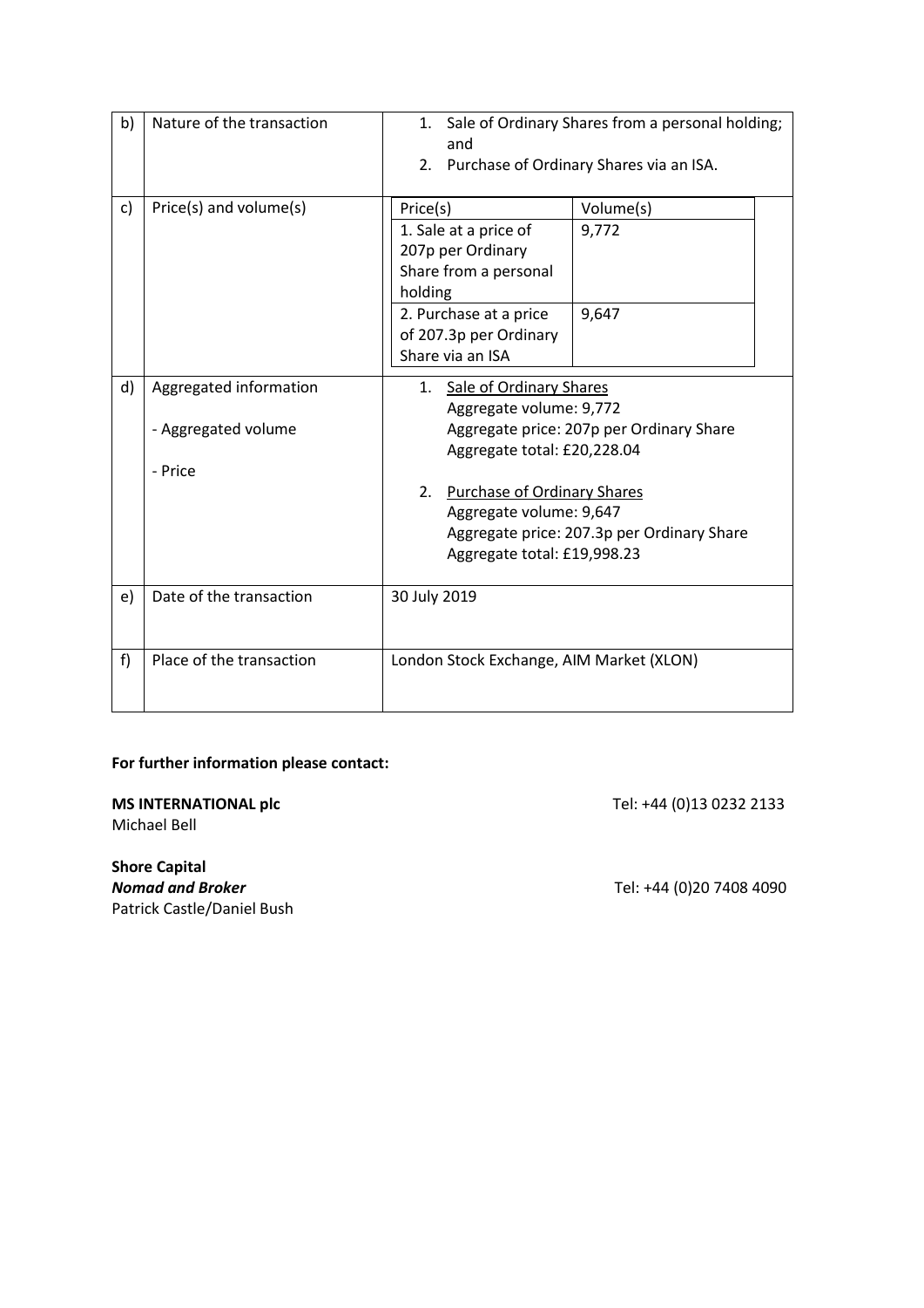| | | |
|---|---|---|
| b) | Nature of the transaction | 1. Sale of Ordinary Shares from a personal holding; and<br>2. Purchase of Ordinary Shares via an ISA. |
| c) | Price(s) and volume(s) | Price(s) / Volume(s)<br>1. Sale at a price of 207p per Ordinary Share from a personal holding — 9,772<br>2. Purchase at a price of 207.3p per Ordinary Share via an ISA — 9,647 |
| d) | Aggregated information<br><br>- Aggregated volume<br><br>- Price | 1. Sale of Ordinary Shares<br>Aggregate volume: 9,772<br>Aggregate price: 207p per Ordinary Share<br>Aggregate total: £20,228.04<br><br>2. Purchase of Ordinary Shares<br>Aggregate volume: 9,647<br>Aggregate price: 207.3p per Ordinary Share<br>Aggregate total: £19,998.23 |
| e) | Date of the transaction | 30 July 2019 |
| f) | Place of the transaction | London Stock Exchange, AIM Market (XLON) |

**For further information please contact:**

**MS INTERNATIONAL plc** Tel: +44 (0)13 0232 2133
Michael Bell

**Shore Capital**
***Nomad and Broker*** Tel: +44 (0)20 7408 4090
Patrick Castle/Daniel Bush